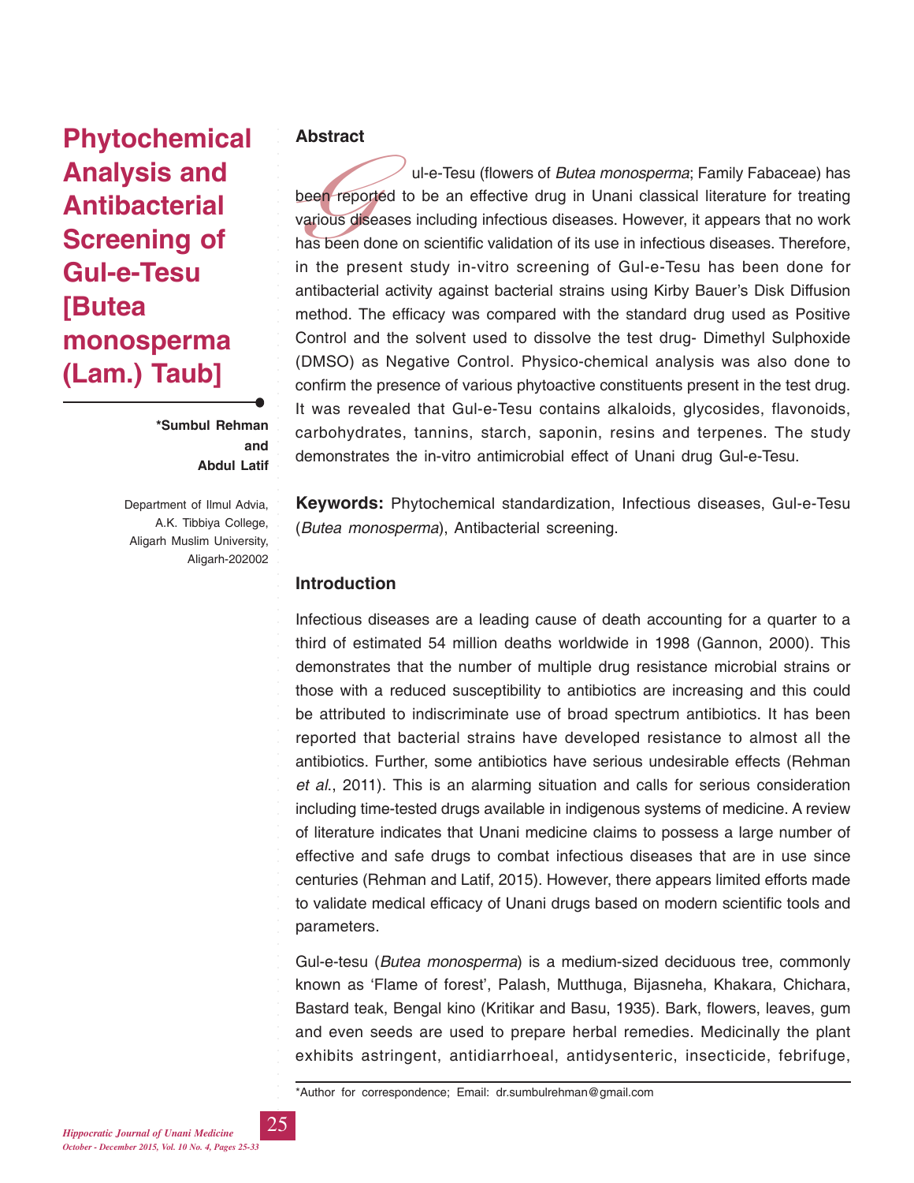# Phytochemical Analysis and Antibacterial Screening of Gul-e-Tesu [Butea monosperma (Lam.) Taub]

**\*Sumbul Rehman and Abdul Latif**

Department of Ilmul Advia, A.K. Tibbiya College, Aligarh Muslim University, Aligarh-202002

## Abstract

Gul-e-Tesu (flowers of *Butea monosperma*; Family Fabaceae) has been reported to be an effective drug in Unani classical literature for treating various diseases including infectious diseases. However, it appears that no work has been done on scientific validation of its use in infectious diseases. Therefore, in the present study in-vitro screening of Gul-e-Tesu has been done for antibacterial activity against bacterial strains using Kirby Bauer's Disk Diffusion method. The efficacy was compared with the standard drug used as Positive Control and the solvent used to dissolve the test drug- Dimethyl Sulphoxide (DMSO) as Negative Control. Physico-chemical analysis was also done to confirm the presence of various phytoactive constituents present in the test drug. It was revealed that Gul-e-Tesu contains alkaloids, glycosides, flavonoids, carbohydrates, tannins, starch, saponin, resins and terpenes. The study demonstrates the in-vitro antimicrobial effect of Unani drug Gul-e-Tesu.

**Keywords:** Phytochemical standardization, Infectious diseases, Gul-e-Tesu (*Butea monosperma*), Antibacterial screening.

## Introduction

Infectious diseases are a leading cause of death accounting for a quarter to a third of estimated 54 million deaths worldwide in 1998 (Gannon, 2000). This demonstrates that the number of multiple drug resistance microbial strains or those with a reduced susceptibility to antibiotics are increasing and this could be attributed to indiscriminate use of broad spectrum antibiotics. It has been reported that bacterial strains have developed resistance to almost all the antibiotics. Further, some antibiotics have serious undesirable effects (Rehman *et al*., 2011). This is an alarming situation and calls for serious consideration including time-tested drugs available in indigenous systems of medicine. A review of literature indicates that Unani medicine claims to possess a large number of effective and safe drugs to combat infectious diseases that are in use since centuries (Rehman and Latif, 2015). However, there appears limited efforts made to validate medical efficacy of Unani drugs based on modern scientific tools and parameters.

Gul-e-tesu (*Butea monosperma*) is a medium-sized deciduous tree, commonly known as 'Flame of forest', Palash, Mutthuga, Bijasneha, Khakara, Chichara, Bastard teak, Bengal kino (Kritikar and Basu, 1935). Bark, flowers, leaves, gum and even seeds are used to prepare herbal remedies. Medicinally the plant exhibits astringent, antidiarrhoeal, antidysenteric, insecticide, febrifuge,

\*Author for correspondence; Email: dr.sumbulrehman@gmail.com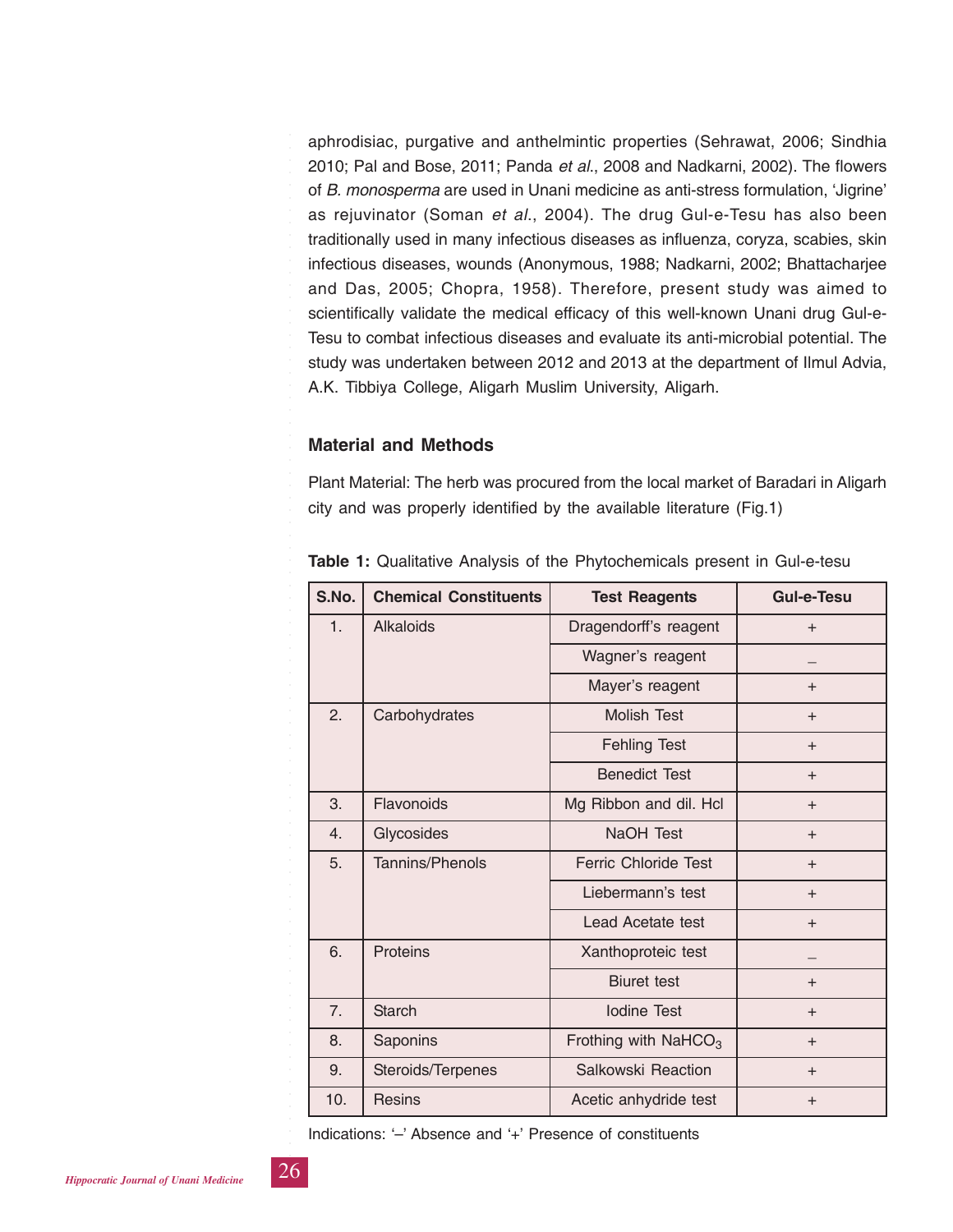aphrodisiac, purgative and anthelmintic properties (Sehrawat, 2006; Sindhia 2010; Pal and Bose, 2011; Panda *et al*., 2008 and Nadkarni, 2002). The flowers of *B. monosperma* are used in Unani medicine as anti-stress formulation, 'Jigrine' as rejuvinator (Soman *et al*., 2004). The drug Gul-e-Tesu has also been traditionally used in many infectious diseases as influenza, coryza, scabies, skin infectious diseases, wounds (Anonymous, 1988; Nadkarni, 2002; Bhattacharjee and Das, 2005; Chopra, 1958). Therefore, present study was aimed to scientifically validate the medical efficacy of this well-known Unani drug Gul-e-Tesu to combat infectious diseases and evaluate its anti-microbial potential. The study was undertaken between 2012 and 2013 at the department of Ilmul Advia, A.K. Tibbiya College, Aligarh Muslim University, Aligarh.

## Material and Methods

Plant Material: The herb was procured from the local market of Baradari in Aligarh city and was properly identified by the available literature (Fig.1)

**Table 1:** Qualitative Analysis of the Phytochemicals present in Gul-e-tesu

| S.No. | Chemical Constituents | Test Reagents | Gul-e-Tesu |
|---|---|---|---|
| 1. | Alkaloids | Dragendorff's reagent | + |
| | | Wagner's reagent | – |
| | | Mayer's reagent | + |
| 2. | Carbohydrates | Molish Test | + |
| | | Fehling Test | + |
| | | Benedict Test | + |
| 3. | Flavonoids | Mg Ribbon and dil. Hcl | + |
| 4. | Glycosides | NaOH Test | + |
| 5. | Tannins/Phenols | Ferric Chloride Test | + |
| | | Liebermann's test | + |
| | | Lead Acetate test | + |
| 6. | Proteins | Xanthoproteic test | – |
| | | Biuret test | + |
| 7. | Starch | Iodine Test | + |
| 8. | Saponins | Frothing with $NaHCO_3$ | + |
| 9. | Steroids/Terpenes | Salkowski Reaction | + |
| 10. | Resins | Acetic anhydride test | + |

Indications: '–' Absence and '+' Presence of constituents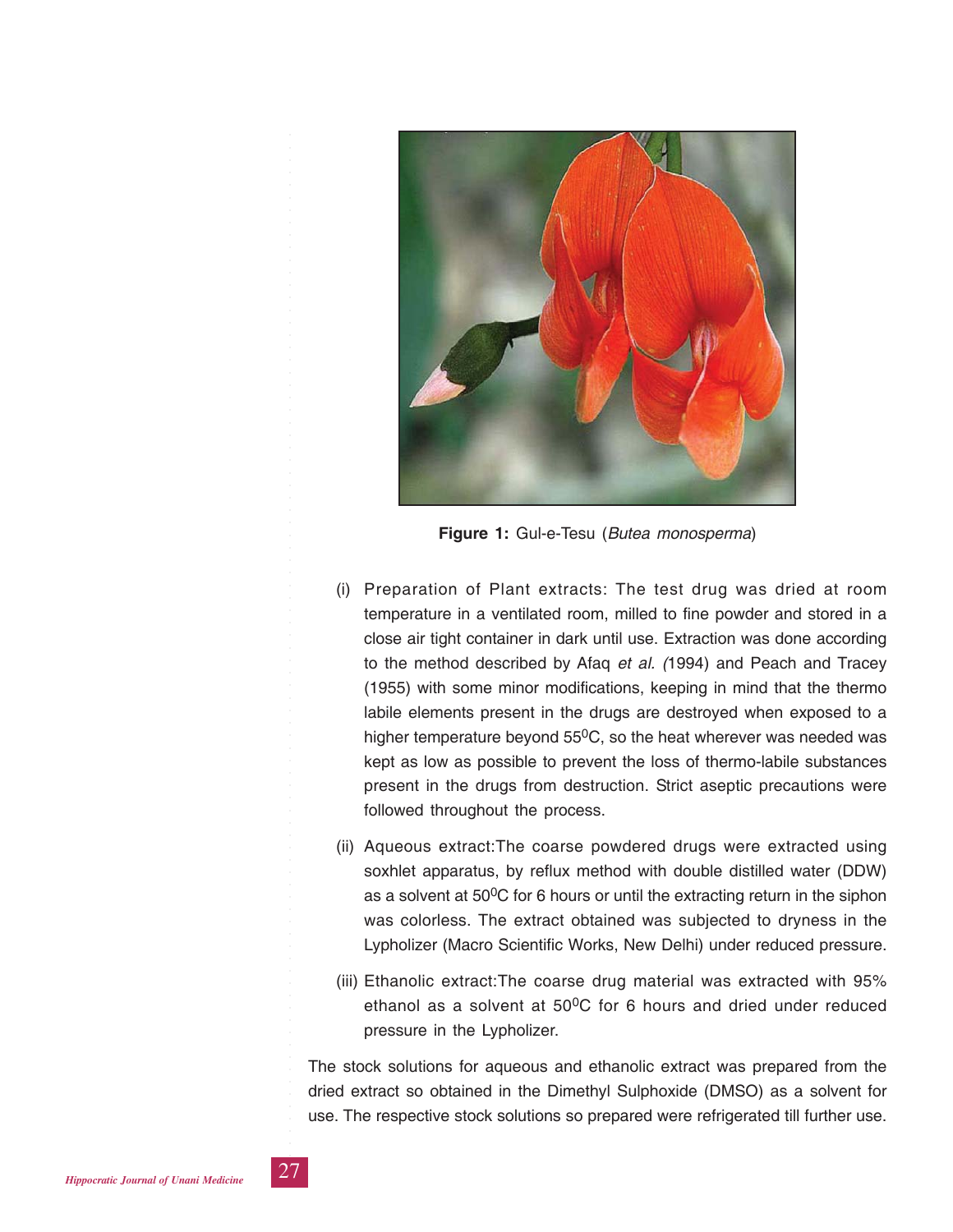**Figure 1:** Gul-e-Tesu (*Butea monosperma*)

(i) Preparation of Plant extracts: The test drug was dried at room temperature in a ventilated room, milled to fine powder and stored in a close air tight container in dark until use. Extraction was done according to the method described by Afaq *et al.* (1994) and Peach and Tracey (1955) with some minor modifications, keeping in mind that the thermo labile elements present in the drugs are destroyed when exposed to a higher temperature beyond $55^0$C, so the heat wherever was needed was kept as low as possible to prevent the loss of thermo-labile substances present in the drugs from destruction. Strict aseptic precautions were followed throughout the process.

(ii) Aqueous extract:The coarse powdered drugs were extracted using soxhlet apparatus, by reflux method with double distilled water (DDW) as a solvent at $50^0$C for 6 hours or until the extracting return in the siphon was colorless. The extract obtained was subjected to dryness in the Lypholizer (Macro Scientific Works, New Delhi) under reduced pressure.

(iii) Ethanolic extract:The coarse drug material was extracted with 95% ethanol as a solvent at $50^0$C for 6 hours and dried under reduced pressure in the Lypholizer.

The stock solutions for aqueous and ethanolic extract was prepared from the dried extract so obtained in the Dimethyl Sulphoxide (DMSO) as a solvent for use. The respective stock solutions so prepared were refrigerated till further use.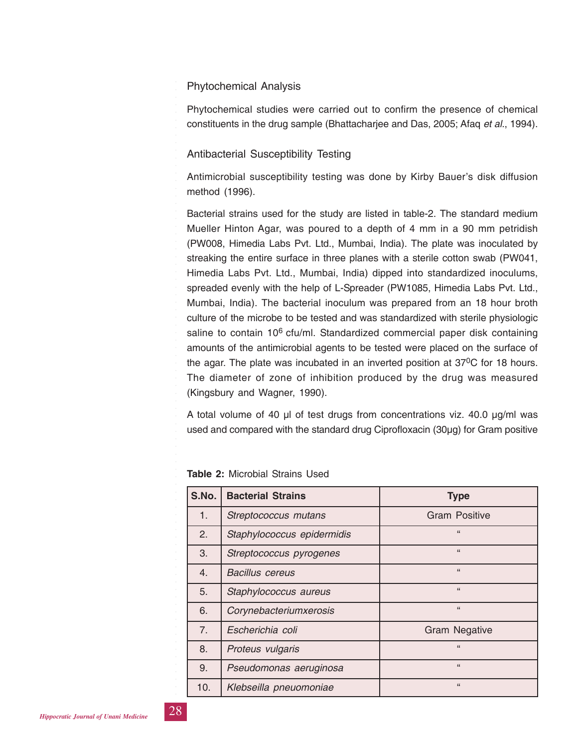### Phytochemical Analysis

Phytochemical studies were carried out to confirm the presence of chemical constituents in the drug sample (Bhattacharjee and Das, 2005; Afaq *et al.*, 1994).

### Antibacterial Susceptibility Testing

Antimicrobial susceptibility testing was done by Kirby Bauer's disk diffusion method (1996).

Bacterial strains used for the study are listed in table-2. The standard medium Mueller Hinton Agar, was poured to a depth of 4 mm in a 90 mm petridish (PW008, Himedia Labs Pvt. Ltd., Mumbai, India). The plate was inoculated by streaking the entire surface in three planes with a sterile cotton swab (PW041, Himedia Labs Pvt. Ltd., Mumbai, India) dipped into standardized inoculums, spreaded evenly with the help of L-Spreader (PW1085, Himedia Labs Pvt. Ltd., Mumbai, India). The bacterial inoculum was prepared from an 18 hour broth culture of the microbe to be tested and was standardized with sterile physiologic saline to contain $10^6$ cfu/ml. Standardized commercial paper disk containing amounts of the antimicrobial agents to be tested were placed on the surface of the agar. The plate was incubated in an inverted position at $37^0$C for 18 hours. The diameter of zone of inhibition produced by the drug was measured (Kingsbury and Wagner, 1990).

A total volume of 40 µl of test drugs from concentrations viz. 40.0 µg/ml was used and compared with the standard drug Ciprofloxacin (30µg) for Gram positive

**Table 2:** Microbial Strains Used

| S.No. | Bacterial Strains | Type |
|---|---|---|
| 1. | *Streptococcus mutans* | Gram Positive |
| 2. | *Staphylococcus epidermidis* | " |
| 3. | *Streptococcus pyrogenes* | " |
| 4. | *Bacillus cereus* | " |
| 5. | *Staphylococcus aureus* | " |
| 6. | *Corynebacteriumxerosis* | " |
| 7. | *Escherichia coli* | Gram Negative |
| 8. | *Proteus vulgaris* | " |
| 9. | *Pseudomonas aeruginosa* | " |
| 10. | *Klebseilla pneuomoniae* | " |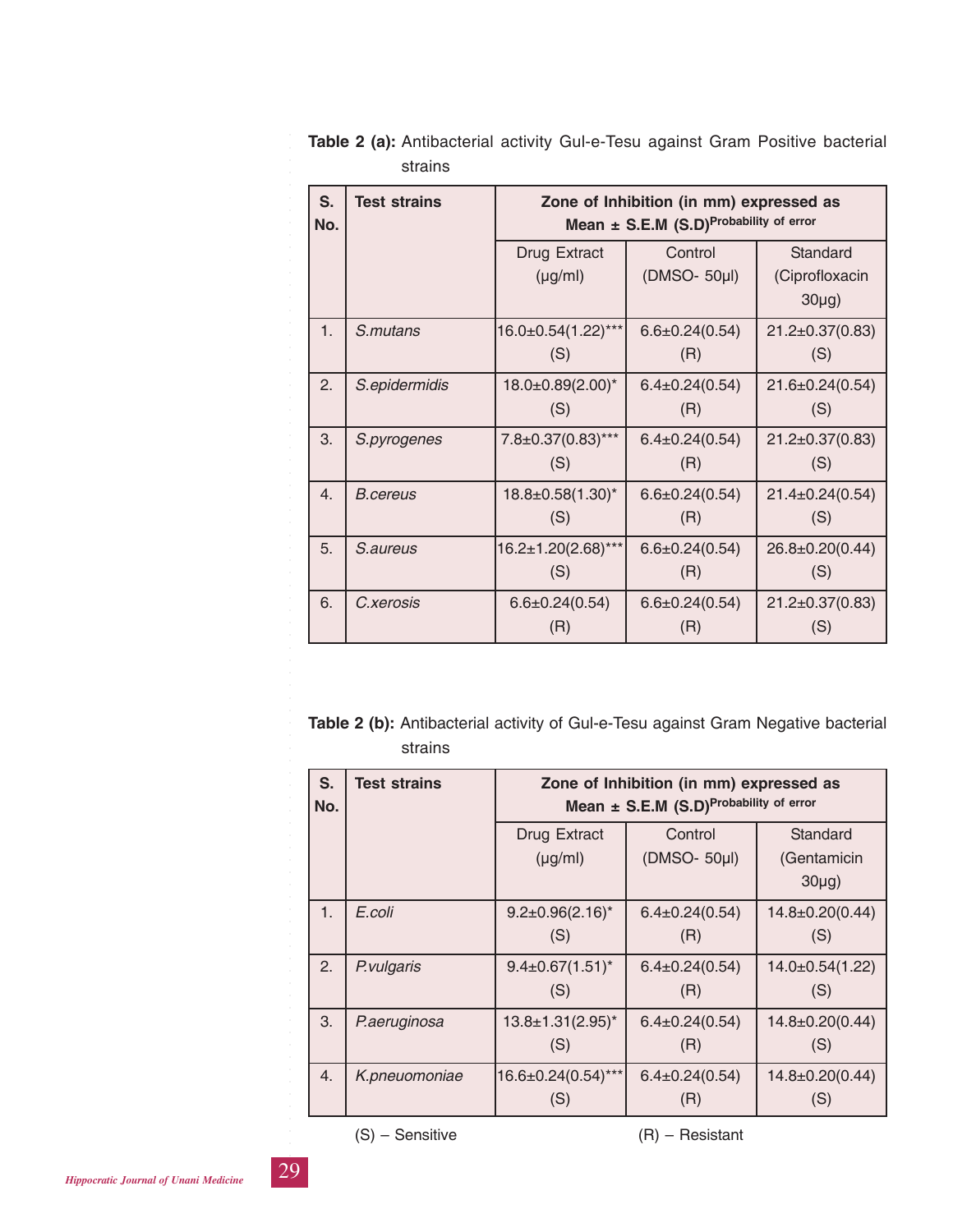**Table 2 (a):** Antibacterial activity Gul-e-Tesu against Gram Positive bacterial strains

| S. No. | Test strains | Zone of Inhibition (in mm) expressed as Mean ± S.E.M (S.D)[Probability of error] | | |
|---|---|---|---|---|
| | | Drug Extract (µg/ml) | Control (DMSO- 50µl) | Standard (Ciprofloxacin 30µg) |
| 1. | *S.mutans* | 16.0±0.54(1.22)*** (S) | 6.6±0.24(0.54) (R) | 21.2±0.37(0.83) (S) |
| 2. | *S.epidermidis* | 18.0±0.89(2.00)* (S) | 6.4±0.24(0.54) (R) | 21.6±0.24(0.54) (S) |
| 3. | *S.pyrogenes* | 7.8±0.37(0.83)*** (S) | 6.4±0.24(0.54) (R) | 21.2±0.37(0.83) (S) |
| 4. | *B.cereus* | 18.8±0.58(1.30)* (S) | 6.6±0.24(0.54) (R) | 21.4±0.24(0.54) (S) |
| 5. | *S.aureus* | 16.2±1.20(2.68)*** (S) | 6.6±0.24(0.54) (R) | 26.8±0.20(0.44) (S) |
| 6. | *C.xerosis* | 6.6±0.24(0.54) (R) | 6.6±0.24(0.54) (R) | 21.2±0.37(0.83) (S) |

**Table 2 (b):** Antibacterial activity of Gul-e-Tesu against Gram Negative bacterial strains

| S. No. | Test strains | Zone of Inhibition (in mm) expressed as Mean ± S.E.M (S.D)[Probability of error] | | |
|---|---|---|---|---|
| | | Drug Extract (µg/ml) | Control (DMSO- 50µl) | Standard (Gentamicin 30µg) |
| 1. | *E.coli* | 9.2±0.96(2.16)* (S) | 6.4±0.24(0.54) (R) | 14.8±0.20(0.44) (S) |
| 2. | *P.vulgaris* | 9.4±0.67(1.51)* (S) | 6.4±0.24(0.54) (R) | 14.0±0.54(1.22) (S) |
| 3. | *P.aeruginosa* | 13.8±1.31(2.95)* (S) | 6.4±0.24(0.54) (R) | 14.8±0.20(0.44) (S) |
| 4. | *K.pneuomoniae* | 16.6±0.24(0.54)*** (S) | 6.4±0.24(0.54) (R) | 14.8±0.20(0.44) (S) |

(S) – Sensitive (R) – Resistant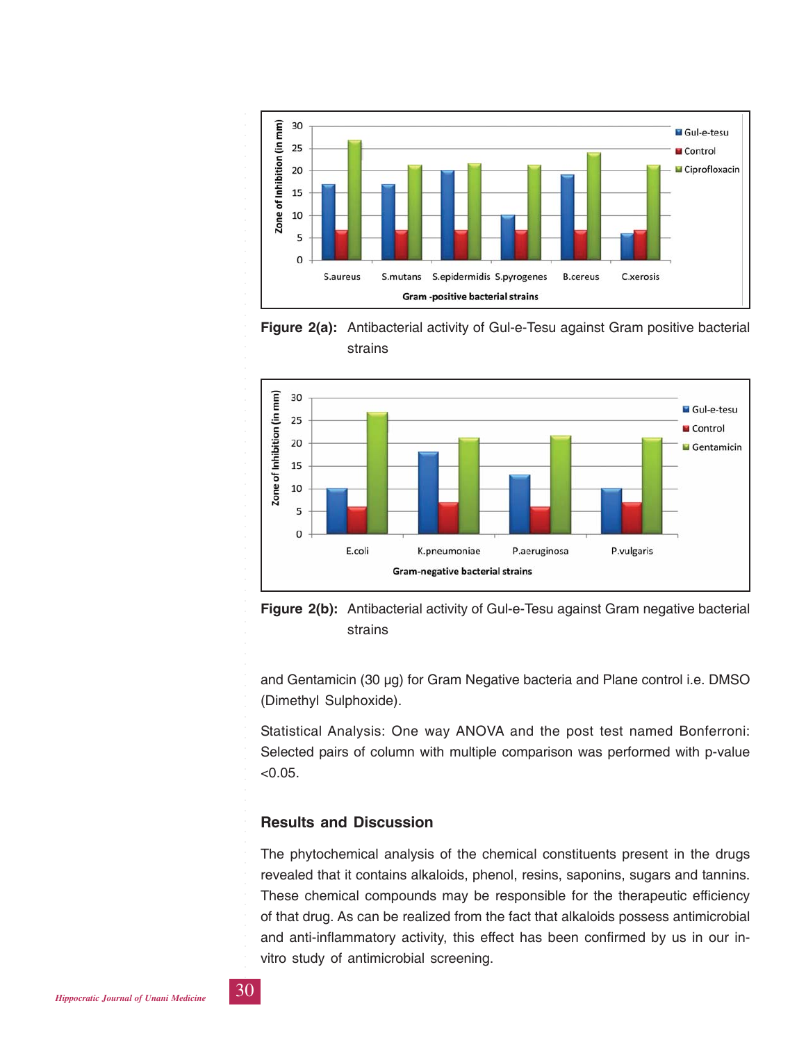**Figure 2(a):** Antibacterial activity of Gul-e-Tesu against Gram positive bacterial strains

**Figure 2(b):** Antibacterial activity of Gul-e-Tesu against Gram negative bacterial strains

and Gentamicin (30 µg) for Gram Negative bacteria and Plane control i.e. DMSO (Dimethyl Sulphoxide).

Statistical Analysis: One way ANOVA and the post test named Bonferroni: Selected pairs of column with multiple comparison was performed with p-value <0.05.

## Results and Discussion

The phytochemical analysis of the chemical constituents present in the drugs revealed that it contains alkaloids, phenol, resins, saponins, sugars and tannins. These chemical compounds may be responsible for the therapeutic efficiency of that drug. As can be realized from the fact that alkaloids possess antimicrobial and anti-inflammatory activity, this effect has been confirmed by us in our in-vitro study of antimicrobial screening.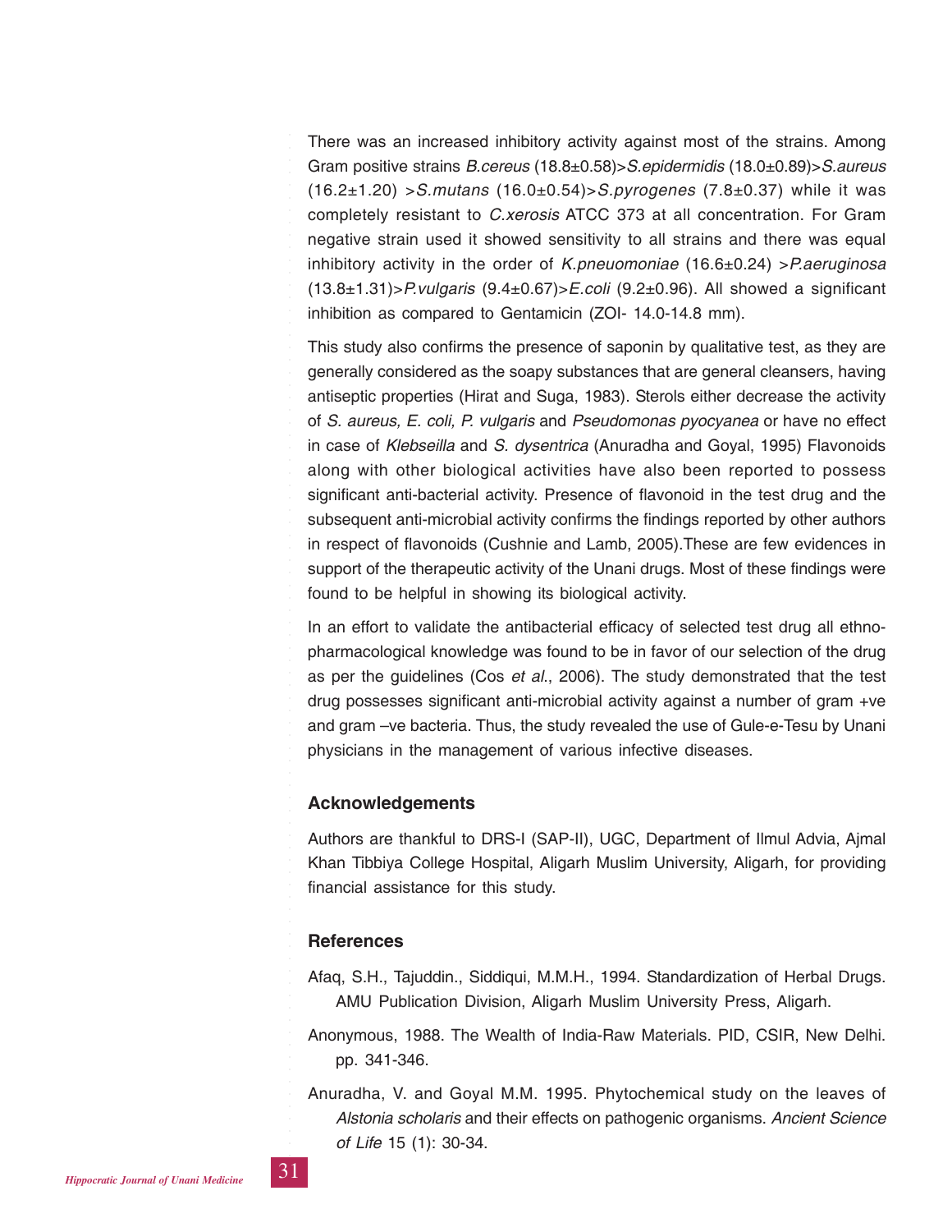There was an increased inhibitory activity against most of the strains. Among Gram positive strains *B.cereus* (18.8±0.58)>*S.epidermidis* (18.0±0.89)>*S.aureus* (16.2±1.20) >*S.mutans* (16.0±0.54)>*S.pyrogenes* (7.8±0.37) while it was completely resistant to *C.xerosis* ATCC 373 at all concentration. For Gram negative strain used it showed sensitivity to all strains and there was equal inhibitory activity in the order of *K.pneuomoniae* (16.6±0.24) >*P.aeruginosa* (13.8±1.31)>*P.vulgaris* (9.4±0.67)>*E.coli* (9.2±0.96). All showed a significant inhibition as compared to Gentamicin (ZOI- 14.0-14.8 mm).

This study also confirms the presence of saponin by qualitative test, as they are generally considered as the soapy substances that are general cleansers, having antiseptic properties (Hirat and Suga, 1983). Sterols either decrease the activity of *S. aureus, E. coli, P. vulgaris* and *Pseudomonas pyocyanea* or have no effect in case of *Klebseilla* and *S. dysentrica* (Anuradha and Goyal, 1995) Flavonoids along with other biological activities have also been reported to possess significant anti-bacterial activity. Presence of flavonoid in the test drug and the subsequent anti-microbial activity confirms the findings reported by other authors in respect of flavonoids (Cushnie and Lamb, 2005).These are few evidences in support of the therapeutic activity of the Unani drugs. Most of these findings were found to be helpful in showing its biological activity.

In an effort to validate the antibacterial efficacy of selected test drug all ethno-pharmacological knowledge was found to be in favor of our selection of the drug as per the guidelines (Cos *et al*., 2006). The study demonstrated that the test drug possesses significant anti-microbial activity against a number of gram +ve and gram –ve bacteria. Thus, the study revealed the use of Gule-e-Tesu by Unani physicians in the management of various infective diseases.

## Acknowledgements

Authors are thankful to DRS-I (SAP-II), UGC, Department of Ilmul Advia, Ajmal Khan Tibbiya College Hospital, Aligarh Muslim University, Aligarh, for providing financial assistance for this study.

## References

Afaq, S.H., Tajuddin., Siddiqui, M.M.H., 1994. Standardization of Herbal Drugs. AMU Publication Division, Aligarh Muslim University Press, Aligarh.

Anonymous, 1988. The Wealth of India-Raw Materials. PID, CSIR, New Delhi. pp. 341-346.

Anuradha, V. and Goyal M.M. 1995. Phytochemical study on the leaves of *Alstonia scholaris* and their effects on pathogenic organisms. *Ancient Science of Life* 15 (1): 30-34.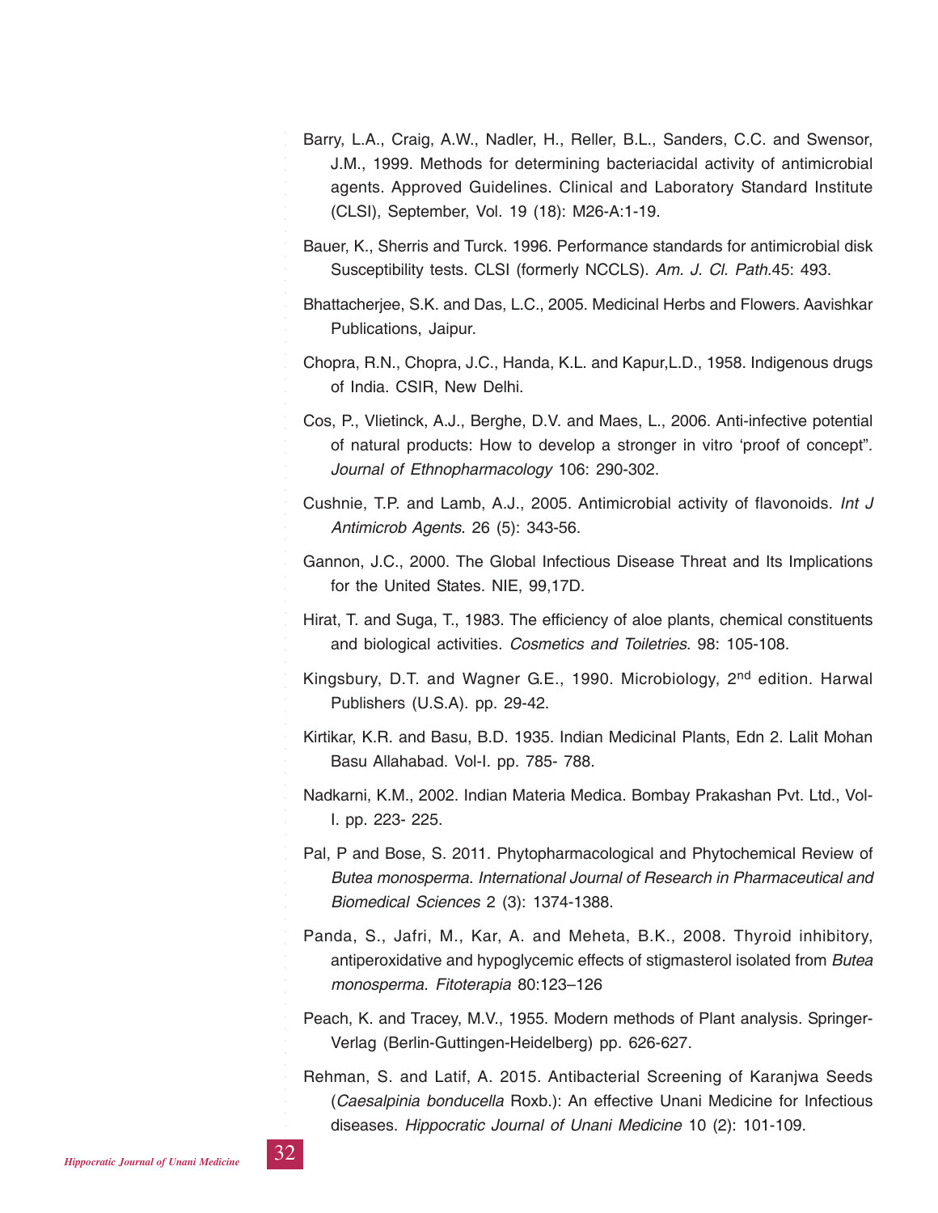Barry, L.A., Craig, A.W., Nadler, H., Reller, B.L., Sanders, C.C. and Swensor, J.M., 1999. Methods for determining bacteriacidal activity of antimicrobial agents. Approved Guidelines. Clinical and Laboratory Standard Institute (CLSI), September, Vol. 19 (18): M26-A:1-19.

Bauer, K., Sherris and Turck. 1996. Performance standards for antimicrobial disk Susceptibility tests. CLSI (formerly NCCLS). *Am. J. Cl. Path.*45: 493.

Bhattacherjee, S.K. and Das, L.C., 2005. Medicinal Herbs and Flowers. Aavishkar Publications, Jaipur.

Chopra, R.N., Chopra, J.C., Handa, K.L. and Kapur,L.D., 1958. Indigenous drugs of India. CSIR, New Delhi.

Cos, P., Vlietinck, A.J., Berghe, D.V. and Maes, L., 2006. Anti-infective potential of natural products: How to develop a stronger in vitro 'proof of concept". *Journal of Ethnopharmacology* 106: 290-302.

Cushnie, T.P. and Lamb, A.J., 2005. Antimicrobial activity of flavonoids. *Int J Antimicrob Agents*. 26 (5): 343-56.

Gannon, J.C., 2000. The Global Infectious Disease Threat and Its Implications for the United States. NIE, 99,17D.

Hirat, T. and Suga, T., 1983. The efficiency of aloe plants, chemical constituents and biological activities. *Cosmetics and Toiletries*. 98: 105-108.

Kingsbury, D.T. and Wagner G.E., 1990. Microbiology, 2nd edition. Harwal Publishers (U.S.A). pp. 29-42.

Kirtikar, K.R. and Basu, B.D. 1935. Indian Medicinal Plants, Edn 2. Lalit Mohan Basu Allahabad. Vol-I. pp. 785- 788.

Nadkarni, K.M., 2002. Indian Materia Medica. Bombay Prakashan Pvt. Ltd., Vol-I. pp. 223- 225.

Pal, P and Bose, S. 2011. Phytopharmacological and Phytochemical Review of *Butea monosperma*. *International Journal of Research in Pharmaceutical and Biomedical Sciences* 2 (3): 1374-1388.

Panda, S., Jafri, M., Kar, A. and Meheta, B.K., 2008. Thyroid inhibitory, antiperoxidative and hypoglycemic effects of stigmasterol isolated from *Butea monosperma*. *Fitoterapia* 80:123–126

Peach, K. and Tracey, M.V., 1955. Modern methods of Plant analysis. Springer-Verlag (Berlin-Guttingen-Heidelberg) pp. 626-627.

Rehman, S. and Latif, A. 2015. Antibacterial Screening of Karanjwa Seeds (*Caesalpinia bonducella* Roxb.): An effective Unani Medicine for Infectious diseases. *Hippocratic Journal of Unani Medicine* 10 (2): 101-109.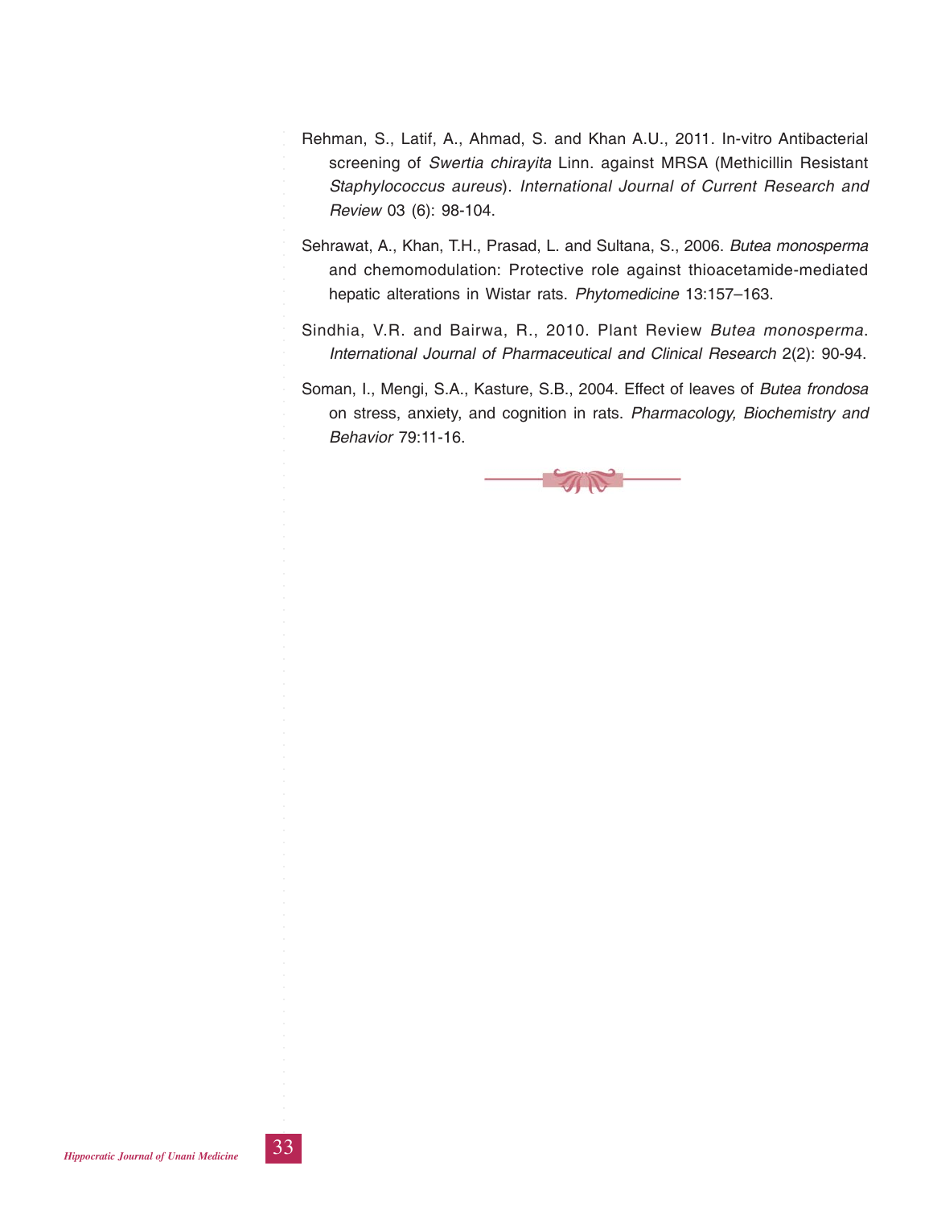Rehman, S., Latif, A., Ahmad, S. and Khan A.U., 2011. In-vitro Antibacterial screening of *Swertia chirayita* Linn. against MRSA (Methicillin Resistant *Staphylococcus aureus*). *International Journal of Current Research and Review* 03 (6): 98-104.

Sehrawat, A., Khan, T.H., Prasad, L. and Sultana, S., 2006. *Butea monosperma* and chemomodulation: Protective role against thioacetamide-mediated hepatic alterations in Wistar rats. *Phytomedicine* 13:157–163.

Sindhia, V.R. and Bairwa, R., 2010. Plant Review *Butea monosperma*. *International Journal of Pharmaceutical and Clinical Research* 2(2): 90-94.

Soman, I., Mengi, S.A., Kasture, S.B., 2004. Effect of leaves of *Butea frondosa* on stress, anxiety, and cognition in rats. *Pharmacology, Biochemistry and Behavior* 79:11-16.